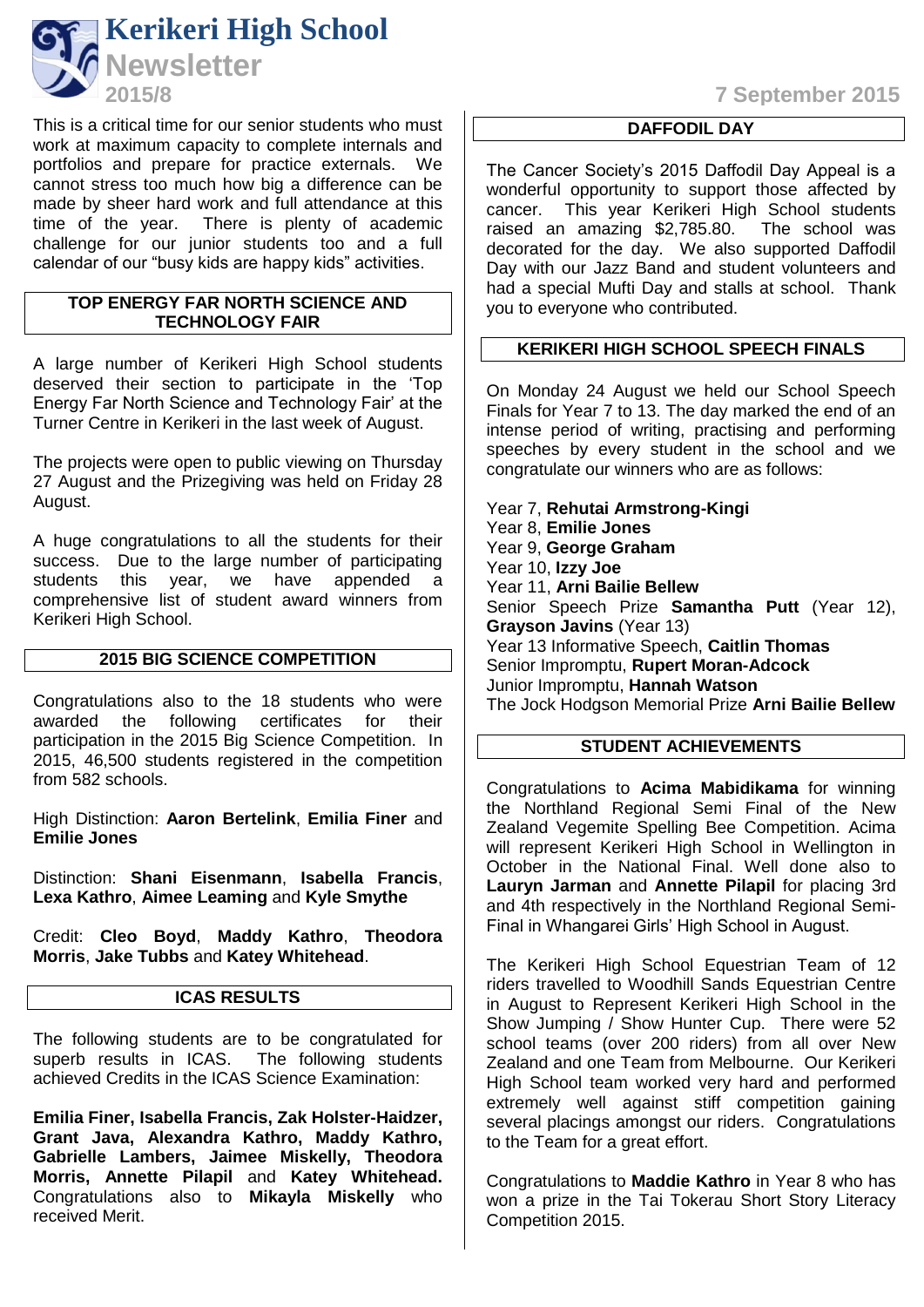# Kerikeri High School Newsletter

**2015/8**

**7 September 2015**

This is a critical time for our senior students who must work at maximum capacity to complete internals and portfolios and prepare for practice externals. We cannot stress too much how big a difference can be made by sheer hard work and full attendance at this time of the year. There is plenty of academic challenge for our junior students too and a full calendar of our "busy kids are happy kids" activities.

## TOP ENERGY FAR NORTH SCIENCE AND TECHNOLOGY FAIR

A large number of Kerikeri High School students deserved their section to participate in the 'Top Energy Far North Science and Technology Fair' at the Turner Centre in Kerikeri in the last week of August.

The projects were open to public viewing on Thursday 27 August and the Prizegiving was held on Friday 28 August.

A huge congratulations to all the students for their success. Due to the large number of participating students this year, we have appended a comprehensive list of student award winners from Kerikeri High School.

## 2015 BIG SCIENCE COMPETITION

Congratulations also to the 18 students who were awarded the following certificates for their participation in the 2015 Big Science Competition. In 2015, 46,500 students registered in the competition from 582 schools.

High Distinction: **Aaron Bertelink**, **Emilia Finer** and **Emilie Jones**

Distinction: **Shani Eisenmann**, **Isabella Francis**, **Lexa Kathro**, **Aimee Leaming** and **Kyle Smythe**

Credit: **Cleo Boyd**, **Maddy Kathro**, **Theodora Morris**, **Jake Tubbs** and **Katey Whitehead**.

## ICAS RESULTS

The following students are to be congratulated for superb results in ICAS. The following students achieved Credits in the ICAS Science Examination:

**Emilia Finer, Isabella Francis, Zak Holster-Haidzer, Grant Java, Alexandra Kathro, Maddy Kathro, Gabrielle Lambers, Jaimee Miskelly, Theodora Morris, Annette Pilapil** and **Katey Whitehead.** Congratulations also to **Mikayla Miskelly** who received Merit.

## DAFFODIL DAY

The Cancer Society's 2015 Daffodil Day Appeal is a wonderful opportunity to support those affected by cancer. This year Kerikeri High School students raised an amazing $2,785.80. The school was decorated for the day. We also supported Daffodil Day with our Jazz Band and student volunteers and had a special Mufti Day and stalls at school. Thank you to everyone who contributed.

## KERIKERI HIGH SCHOOL SPEECH FINALS

On Monday 24 August we held our School Speech Finals for Year 7 to 13. The day marked the end of an intense period of writing, practising and performing speeches by every student in the school and we congratulate our winners who are as follows:

Year 7, **Rehutai Armstrong-Kingi**
Year 8, **Emilie Jones**
Year 9, **George Graham**
Year 10, **Izzy Joe**
Year 11, **Arni Bailie Bellew**
Senior Speech Prize **Samantha Putt** (Year 12), **Grayson Javins** (Year 13)
Year 13 Informative Speech, **Caitlin Thomas**
Senior Impromptu, **Rupert Moran-Adcock**
Junior Impromptu, **Hannah Watson**
The Jock Hodgson Memorial Prize **Arni Bailie Bellew**

## STUDENT ACHIEVEMENTS

Congratulations to **Acima Mabidikama** for winning the Northland Regional Semi Final of the New Zealand Vegemite Spelling Bee Competition. Acima will represent Kerikeri High School in Wellington in October in the National Final. Well done also to **Lauryn Jarman** and **Annette Pilapil** for placing 3rd and 4th respectively in the Northland Regional Semi-Final in Whangarei Girls' High School in August.

The Kerikeri High School Equestrian Team of 12 riders travelled to Woodhill Sands Equestrian Centre in August to Represent Kerikeri High School in the Show Jumping / Show Hunter Cup. There were 52 school teams (over 200 riders) from all over New Zealand and one Team from Melbourne. Our Kerikeri High School team worked very hard and performed extremely well against stiff competition gaining several placings amongst our riders. Congratulations to the Team for a great effort.

Congratulations to **Maddie Kathro** in Year 8 who has won a prize in the Tai Tokerau Short Story Literacy Competition 2015.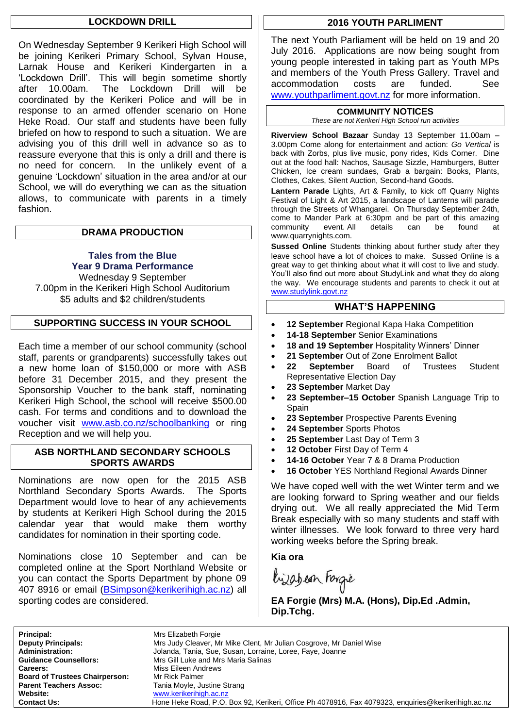## LOCKDOWN DRILL

On Wednesday September 9 Kerikeri High School will be joining Kerikeri Primary School, Sylvan House, Larnak House and Kerikeri Kindergarten in a 'Lockdown Drill'. This will begin sometime shortly after 10.00am. The Lockdown Drill will be coordinated by the Kerikeri Police and will be in response to an armed offender scenario on Hone Heke Road. Our staff and students have been fully briefed on how to respond to such a situation. We are advising you of this drill well in advance so as to reassure everyone that this is only a drill and there is no need for concern. In the unlikely event of a genuine 'Lockdown' situation in the area and/or at our School, we will do everything we can as the situation allows, to communicate with parents in a timely fashion.

## DRAMA PRODUCTION

**Tales from the Blue**
**Year 9 Drama Performance**
Wednesday 9 September
7.00pm in the Kerikeri High School Auditorium
$5 adults and $2 children/students

## SUPPORTING SUCCESS IN YOUR SCHOOL

Each time a member of our school community (school staff, parents or grandparents) successfully takes out a new home loan of $150,000 or more with ASB before 31 December 2015, and they present the Sponsorship Voucher to the bank staff, nominating Kerikeri High School, the school will receive $500.00 cash. For terms and conditions and to download the voucher visit www.asb.co.nz/schoolbanking or ring Reception and we will help you.

## ASB NORTHLAND SECONDARY SCHOOLS SPORTS AWARDS

Nominations are now open for the 2015 ASB Northland Secondary Sports Awards. The Sports Department would love to hear of any achievements by students at Kerikeri High School during the 2015 calendar year that would make them worthy candidates for nomination in their sporting code.

Nominations close 10 September and can be completed online at the Sport Northland Website or you can contact the Sports Department by phone 09 407 8916 or email (BSimpson@kerikerihigh.ac.nz) all sporting codes are considered.

## 2016 YOUTH PARLIMENT

The next Youth Parliament will be held on 19 and 20 July 2016. Applications are now being sought from young people interested in taking part as Youth MPs and members of the Youth Press Gallery. Travel and accommodation costs are funded. See www.youthparliment.govt.nz for more information.

## COMMUNITY NOTICES

*These are not Kerikeri High School run activities*

**Riverview School Bazaar** Sunday 13 September 11.00am – 3.00pm Come along for entertainment and action: *Go Vertical* is back with Zorbs, plus live music, pony rides, Kids Corner. Dine out at the food hall: Nachos, Sausage Sizzle, Hamburgers, Butter Chicken, Ice cream sundaes, Grab a bargain: Books, Plants, Clothes, Cakes, Silent Auction, Second-hand Goods.

**Lantern Parade** Lights, Art & Family, to kick off Quarry Nights Festival of Light & Art 2015, a landscape of Lanterns will parade through the Streets of Whangarei. On Thursday September 24th, come to Mander Park at 6:30pm and be part of this amazing community event. All details can be found at www.quarrynights.com.

**Sussed Online** Students thinking about further study after they leave school have a lot of choices to make. Sussed Online is a great way to get thinking about what it will cost to live and study. You'll also find out more about StudyLink and what they do along the way. We encourage students and parents to check it out at www.studylink.govt.nz

## WHAT'S HAPPENING

- **12 September** Regional Kapa Haka Competition
- **14-18 September** Senior Examinations
- **18 and 19 September** Hospitality Winners' Dinner
- **21 September** Out of Zone Enrolment Ballot
- **22 September** Board of Trustees Student Representative Election Day
- **23 September** Market Day
- **23 September–15 October** Spanish Language Trip to Spain
- **23 September** Prospective Parents Evening
- **24 September** Sports Photos
- **25 September** Last Day of Term 3
- **12 October** First Day of Term 4
- **14-16 October** Year 7 & 8 Drama Production
- **16 October** YES Northland Regional Awards Dinner

We have coped well with the wet Winter term and we are looking forward to Spring weather and our fields drying out. We all really appreciated the Mid Term Break especially with so many students and staff with winter illnesses. We look forward to three very hard working weeks before the Spring break.

**Kia ora**

Elizabeth Forgie

**EA Forgie (Mrs) M.A. (Hons), Dip.Ed .Admin, Dip.Tchg.**

| | |
|---|---|
| **Principal:** | Mrs Elizabeth Forgie |
| **Deputy Principals:** | Mrs Judy Cleaver, Mr Mike Clent, Mr Julian Cosgrove, Mr Daniel Wise |
| **Administration:** | Jolanda, Tania, Sue, Susan, Lorraine, Loree, Faye, Joanne |
| **Guidance Counsellors:** | Mrs Gill Luke and Mrs Maria Salinas |
| **Careers:** | Miss Eileen Andrews |
| **Board of Trustees Chairperson:** | Mr Rick Palmer |
| **Parent Teachers Assoc:** | Tania Moyle, Justine Strang |
| **Website:** | www.kerikerihigh.ac.nz |
| **Contact Us:** | Hone Heke Road, P.O. Box 92, Kerikeri, Office Ph 4078916, Fax 4079323, enquiries@kerikerihigh.ac.nz |